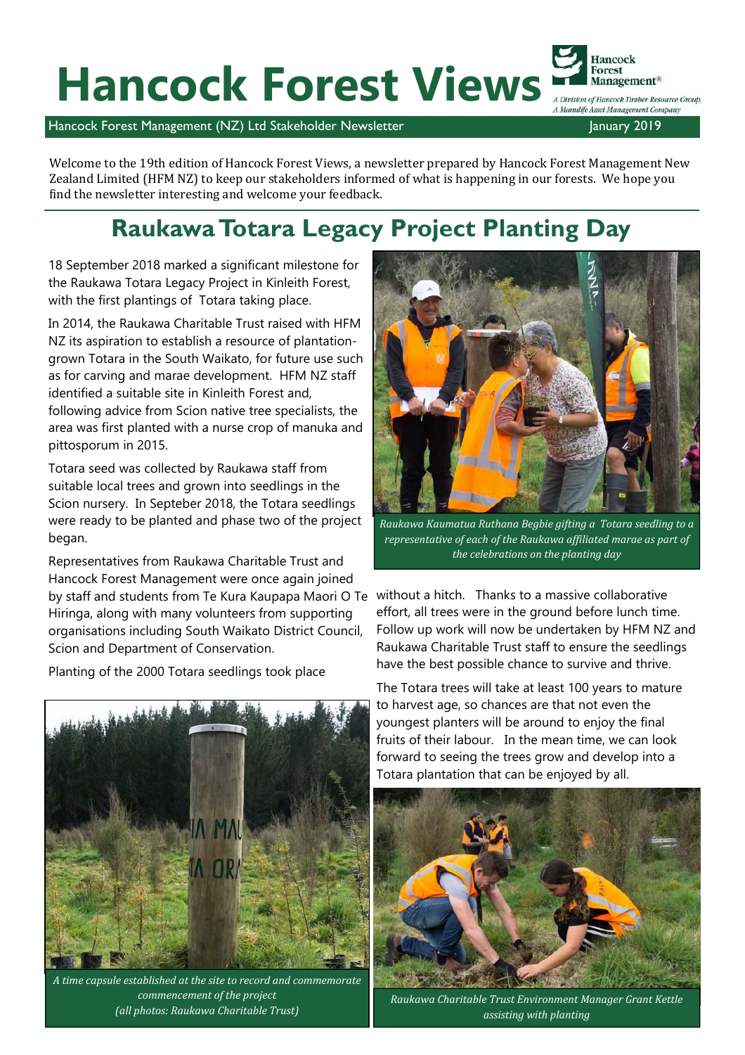# Hancock Forest Views

Hancock Forest Management (NZ) Ltd Stakeholder Newsletter — January 2019

Hancock Forest Management®

*A Division of Hancock Timber Resource Group, A Manulife Asset Management Company*

Welcome to the 19th edition of Hancock Forest Views, a newsletter prepared by Hancock Forest Management New Zealand Limited (HFM NZ) to keep our stakeholders informed of what is happening in our forests. We hope you find the newsletter interesting and welcome your feedback.

## Raukawa Totara Legacy Project Planting Day

18 September 2018 marked a significant milestone for the Raukawa Totara Legacy Project in Kinleith Forest, with the first plantings of Totara taking place.

In 2014, the Raukawa Charitable Trust raised with HFM NZ its aspiration to establish a resource of plantation-grown Totara in the South Waikato, for future use such as for carving and marae development. HFM NZ staff identified a suitable site in Kinleith Forest and, following advice from Scion native tree specialists, the area was first planted with a nurse crop of manuka and pittosporum in 2015.

Totara seed was collected by Raukawa staff from suitable local trees and grown into seedlings in the Scion nursery. In Septeber 2018, the Totara seedlings were ready to be planted and phase two of the project began.

Representatives from Raukawa Charitable Trust and Hancock Forest Management were once again joined by staff and students from Te Kura Kaupapa Maori O Te Hiringa, along with many volunteers from supporting organisations including South Waikato District Council, Scion and Department of Conservation.

Planting of the 2000 Totara seedlings took place without a hitch. Thanks to a massive collaborative effort, all trees were in the ground before lunch time. Follow up work will now be undertaken by HFM NZ and Raukawa Charitable Trust staff to ensure the seedlings have the best possible chance to survive and thrive.

The Totara trees will take at least 100 years to mature to harvest age, so chances are that not even the youngest planters will be around to enjoy the final fruits of their labour. In the mean time, we can look forward to seeing the trees grow and develop into a Totara plantation that can be enjoyed by all.

*Raukawa Kaumatua Ruthana Begbie gifting a Totara seedling to a representative of each of the Raukawa affiliated marae as part of the celebrations on the planting day*

*A time capsule established at the site to record and commemorate commencement of the project (all photos: Raukawa Charitable Trust)*

*Raukawa Charitable Trust Environment Manager Grant Kettle assisting with planting*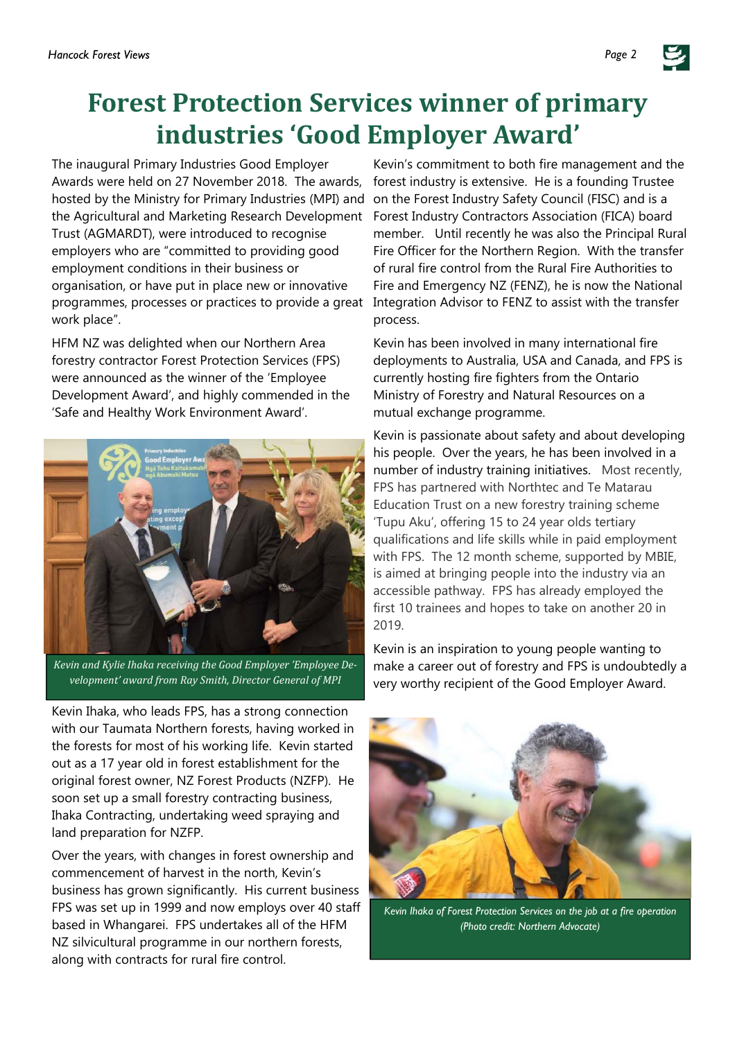# Forest Protection Services winner of primary industries 'Good Employer Award'

The inaugural Primary Industries Good Employer Awards were held on 27 November 2018. The awards, hosted by the Ministry for Primary Industries (MPI) and the Agricultural and Marketing Research Development Trust (AGMARDT), were introduced to recognise employers who are "committed to providing good employment conditions in their business or organisation, or have put in place new or innovative programmes, processes or practices to provide a great work place".

HFM NZ was delighted when our Northern Area forestry contractor Forest Protection Services (FPS) were announced as the winner of the 'Employee Development Award', and highly commended in the 'Safe and Healthy Work Environment Award'.

*Kevin and Kylie Ihaka receiving the Good Employer 'Employee Development' award from Ray Smith, Director General of MPI*

Kevin Ihaka, who leads FPS, has a strong connection with our Taumata Northern forests, having worked in the forests for most of his working life. Kevin started out as a 17 year old in forest establishment for the original forest owner, NZ Forest Products (NZFP). He soon set up a small forestry contracting business, Ihaka Contracting, undertaking weed spraying and land preparation for NZFP.

Over the years, with changes in forest ownership and commencement of harvest in the north, Kevin's business has grown significantly. His current business FPS was set up in 1999 and now employs over 40 staff based in Whangarei. FPS undertakes all of the HFM NZ silvicultural programme in our northern forests, along with contracts for rural fire control.

Kevin's commitment to both fire management and the forest industry is extensive. He is a founding Trustee on the Forest Industry Safety Council (FISC) and is a Forest Industry Contractors Association (FICA) board member. Until recently he was also the Principal Rural Fire Officer for the Northern Region. With the transfer of rural fire control from the Rural Fire Authorities to Fire and Emergency NZ (FENZ), he is now the National Integration Advisor to FENZ to assist with the transfer process.

Kevin has been involved in many international fire deployments to Australia, USA and Canada, and FPS is currently hosting fire fighters from the Ontario Ministry of Forestry and Natural Resources on a mutual exchange programme.

Kevin is passionate about safety and about developing his people. Over the years, he has been involved in a number of industry training initiatives. Most recently, FPS has partnered with Northtec and Te Matarau Education Trust on a new forestry training scheme 'Tupu Aku', offering 15 to 24 year olds tertiary qualifications and life skills while in paid employment with FPS. The 12 month scheme, supported by MBIE, is aimed at bringing people into the industry via an accessible pathway. FPS has already employed the first 10 trainees and hopes to take on another 20 in 2019.

Kevin is an inspiration to young people wanting to make a career out of forestry and FPS is undoubtedly a very worthy recipient of the Good Employer Award.

*Kevin Ihaka of Forest Protection Services on the job at a fire operation (Photo credit: Northern Advocate)*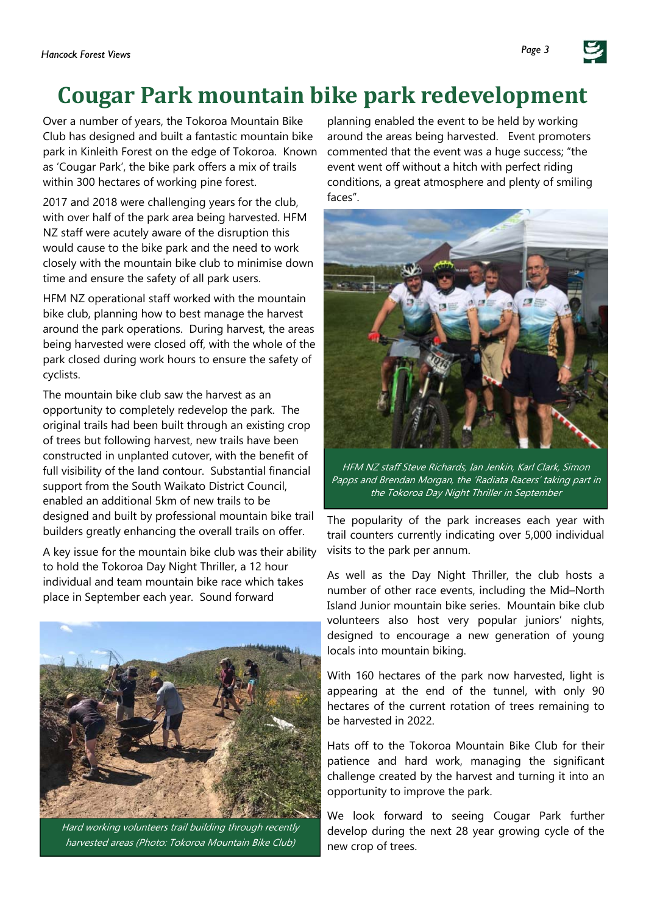# Cougar Park mountain bike park redevelopment

Over a number of years, the Tokoroa Mountain Bike Club has designed and built a fantastic mountain bike park in Kinleith Forest on the edge of Tokoroa. Known as 'Cougar Park', the bike park offers a mix of trails within 300 hectares of working pine forest.

2017 and 2018 were challenging years for the club, with over half of the park area being harvested. HFM NZ staff were acutely aware of the disruption this would cause to the bike park and the need to work closely with the mountain bike club to minimise down time and ensure the safety of all park users.

HFM NZ operational staff worked with the mountain bike club, planning how to best manage the harvest around the park operations. During harvest, the areas being harvested were closed off, with the whole of the park closed during work hours to ensure the safety of cyclists.

The mountain bike club saw the harvest as an opportunity to completely redevelop the park. The original trails had been built through an existing crop of trees but following harvest, new trails have been constructed in unplanted cutover, with the benefit of full visibility of the land contour. Substantial financial support from the South Waikato District Council, enabled an additional 5km of new trails to be designed and built by professional mountain bike trail builders greatly enhancing the overall trails on offer.

A key issue for the mountain bike club was their ability to hold the Tokoroa Day Night Thriller, a 12 hour individual and team mountain bike race which takes place in September each year. Sound forward planning enabled the event to be held by working around the areas being harvested. Event promoters commented that the event was a huge success; "the event went off without a hitch with perfect riding conditions, a great atmosphere and plenty of smiling faces".

*Hard working volunteers trail building through recently harvested areas (Photo: Tokoroa Mountain Bike Club)*

*HFM NZ staff Steve Richards, Ian Jenkin, Karl Clark, Simon Papps and Brendan Morgan, the 'Radiata Racers' taking part in the Tokoroa Day Night Thriller in September*

The popularity of the park increases each year with trail counters currently indicating over 5,000 individual visits to the park per annum.

As well as the Day Night Thriller, the club hosts a number of other race events, including the Mid–North Island Junior mountain bike series. Mountain bike club volunteers also host very popular juniors' nights, designed to encourage a new generation of young locals into mountain biking.

With 160 hectares of the park now harvested, light is appearing at the end of the tunnel, with only 90 hectares of the current rotation of trees remaining to be harvested in 2022.

Hats off to the Tokoroa Mountain Bike Club for their patience and hard work, managing the significant challenge created by the harvest and turning it into an opportunity to improve the park.

We look forward to seeing Cougar Park further develop during the next 28 year growing cycle of the new crop of trees.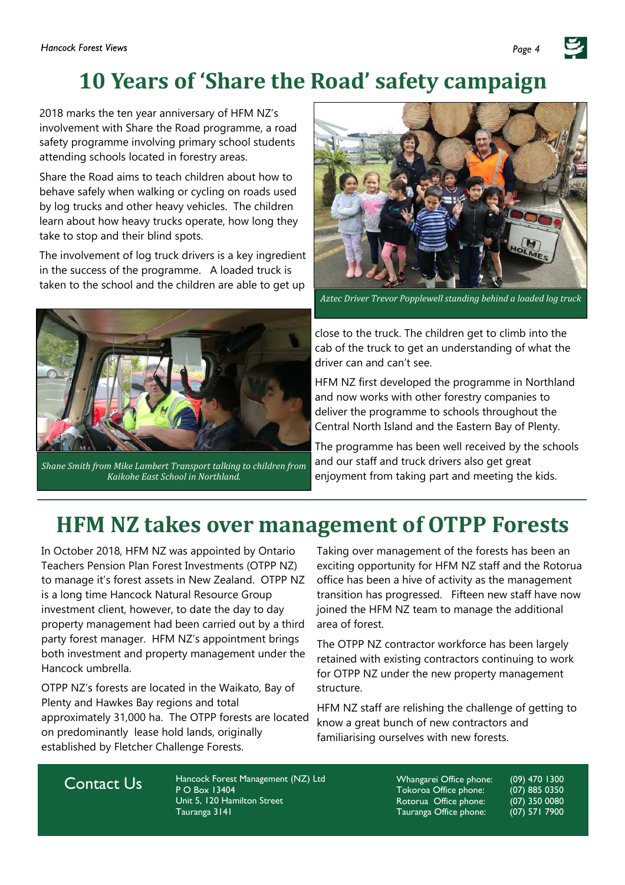# 10 Years of 'Share the Road' safety campaign

2018 marks the ten year anniversary of HFM NZ's involvement with Share the Road programme, a road safety programme involving primary school students attending schools located in forestry areas.

Share the Road aims to teach children about how to behave safely when walking or cycling on roads used by log trucks and other heavy vehicles. The children learn about how heavy trucks operate, how long they take to stop and their blind spots.

The involvement of log truck drivers is a key ingredient in the success of the programme. A loaded truck is taken to the school and the children are able to get up close to the truck. The children get to climb into the cab of the truck to get an understanding of what the driver can and can't see.

*Aztec Driver Trevor Popplewell standing behind a loaded log truck*

*Shane Smith from Mike Lambert Transport talking to children from Kaikohe East School in Northland.*

HFM NZ first developed the programme in Northland and now works with other forestry companies to deliver the programme to schools throughout the Central North Island and the Eastern Bay of Plenty.

The programme has been well received by the schools and our staff and truck drivers also get great enjoyment from taking part and meeting the kids.

# HFM NZ takes over management of OTPP Forests

In October 2018, HFM NZ was appointed by Ontario Teachers Pension Plan Forest Investments (OTPP NZ) to manage it's forest assets in New Zealand. OTPP NZ is a long time Hancock Natural Resource Group investment client, however, to date the day to day property management had been carried out by a third party forest manager. HFM NZ's appointment brings both investment and property management under the Hancock umbrella.

OTPP NZ's forests are located in the Waikato, Bay of Plenty and Hawkes Bay regions and total approximately 31,000 ha. The OTPP forests are located on predominantly lease hold lands, originally established by Fletcher Challenge Forests.

Taking over management of the forests has been an exciting opportunity for HFM NZ staff and the Rotorua office has been a hive of activity as the management transition has progressed. Fifteen new staff have now joined the HFM NZ team to manage the additional area of forest.

The OTPP NZ contractor workforce has been largely retained with existing contractors continuing to work for OTPP NZ under the new property management structure.

HFM NZ staff are relishing the challenge of getting to know a great bunch of new contractors and familiarising ourselves with new forests.

## Contact Us

Hancock Forest Management (NZ) Ltd
P O Box 13404
Unit 5, 120 Hamilton Street
Tauranga 3141

| | |
|---|---|
| Whangarei Office phone: | (09) 470 1300 |
| Tokoroa Office phone: | (07) 885 0350 |
| Rotorua Office phone: | (07) 350 0080 |
| Tauranga Office phone: | (07) 571 7900 |